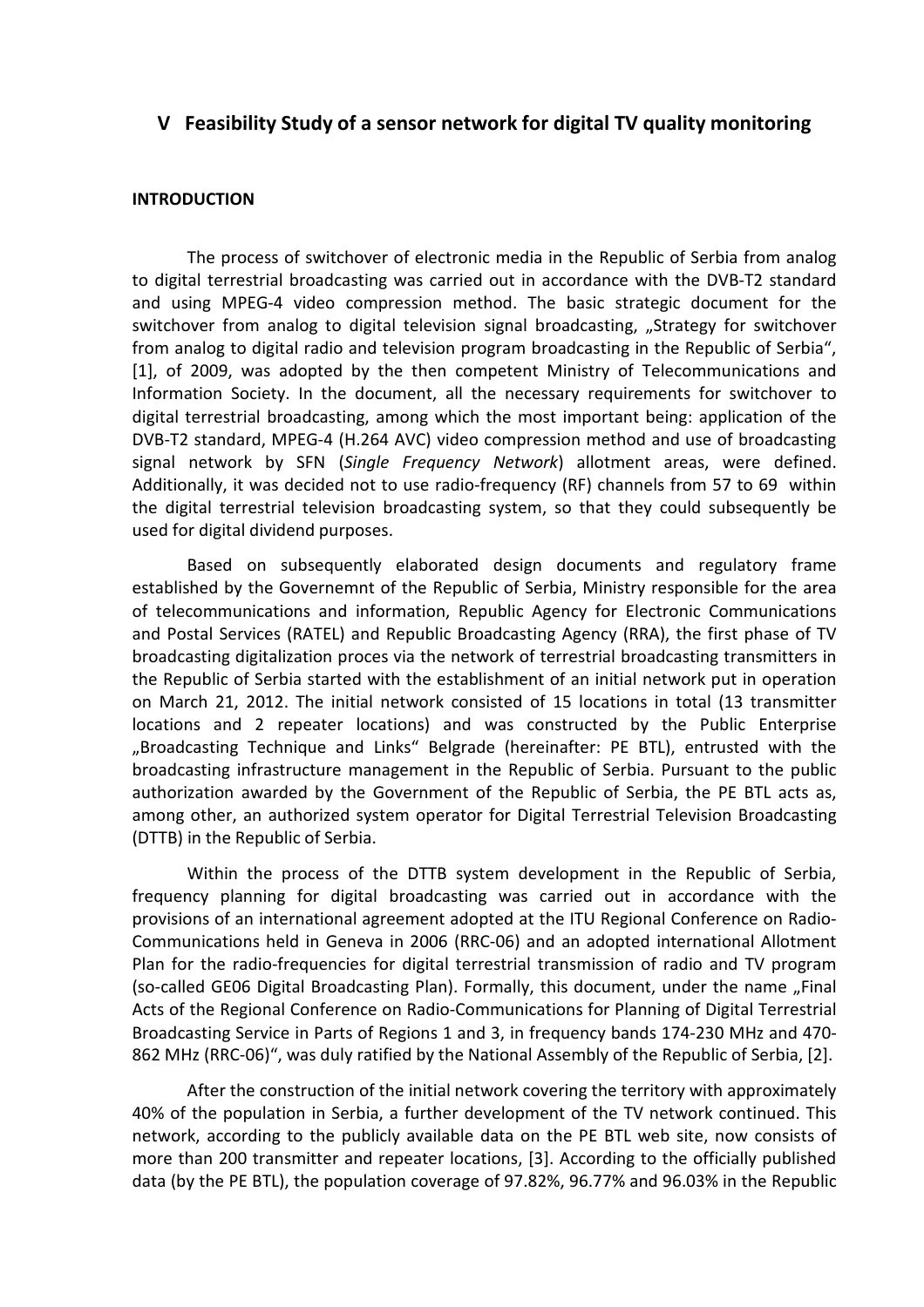## V Feasibility Study of a sensor network for digital TV quality monitoring

**INTRODUCTION**

The process of switchover of electronic media in the Republic of Serbia from analog to digital terrestrial broadcasting was carried out in accordance with the DVB-T2 standard and using MPEG-4 video compression method. The basic strategic document for the switchover from analog to digital television signal broadcasting, „Strategy for switchover from analog to digital radio and television program broadcasting in the Republic of Serbia", [1], of 2009, was adopted by the then competent Ministry of Telecommunications and Information Society. In the document, all the necessary requirements for switchover to digital terrestrial broadcasting, among which the most important being: application of the DVB-T2 standard, MPEG-4 (H.264 AVC) video compression method and use of broadcasting signal network by SFN (*Single Frequency Network*) allotment areas, were defined. Additionally, it was decided not to use radio-frequency (RF) channels from 57 to 69 within the digital terrestrial television broadcasting system, so that they could subsequently be used for digital dividend purposes.

Based on subsequently elaborated design documents and regulatory frame established by the Governemnt of the Republic of Serbia, Ministry responsible for the area of telecommunications and information, Republic Agency for Electronic Communications and Postal Services (RATEL) and Republic Broadcasting Agency (RRA), the first phase of TV broadcasting digitalization proces via the network of terrestrial broadcasting transmitters in the Republic of Serbia started with the establishment of an initial network put in operation on March 21, 2012. The initial network consisted of 15 locations in total (13 transmitter locations and 2 repeater locations) and was constructed by the Public Enterprise „Broadcasting Technique and Links" Belgrade (hereinafter: PE BTL), entrusted with the broadcasting infrastructure management in the Republic of Serbia. Pursuant to the public authorization awarded by the Government of the Republic of Serbia, the PE BTL acts as, among other, an authorized system operator for Digital Terrestrial Television Broadcasting (DTTB) in the Republic of Serbia.

Within the process of the DTTB system development in the Republic of Serbia, frequency planning for digital broadcasting was carried out in accordance with the provisions of an international agreement adopted at the ITU Regional Conference on Radio-Communications held in Geneva in 2006 (RRC-06) and an adopted international Allotment Plan for the radio-frequencies for digital terrestrial transmission of radio and TV program (so-called GE06 Digital Broadcasting Plan). Formally, this document, under the name „Final Acts of the Regional Conference on Radio-Communications for Planning of Digital Terrestrial Broadcasting Service in Parts of Regions 1 and 3, in frequency bands 174-230 MHz and 470-862 MHz (RRC-06)", was duly ratified by the National Assembly of the Republic of Serbia, [2].

After the construction of the initial network covering the territory with approximately 40% of the population in Serbia, a further development of the TV network continued. This network, according to the publicly available data on the PE BTL web site, now consists of more than 200 transmitter and repeater locations, [3]. According to the officially published data (by the PE BTL), the population coverage of 97.82%, 96.77% and 96.03% in the Republic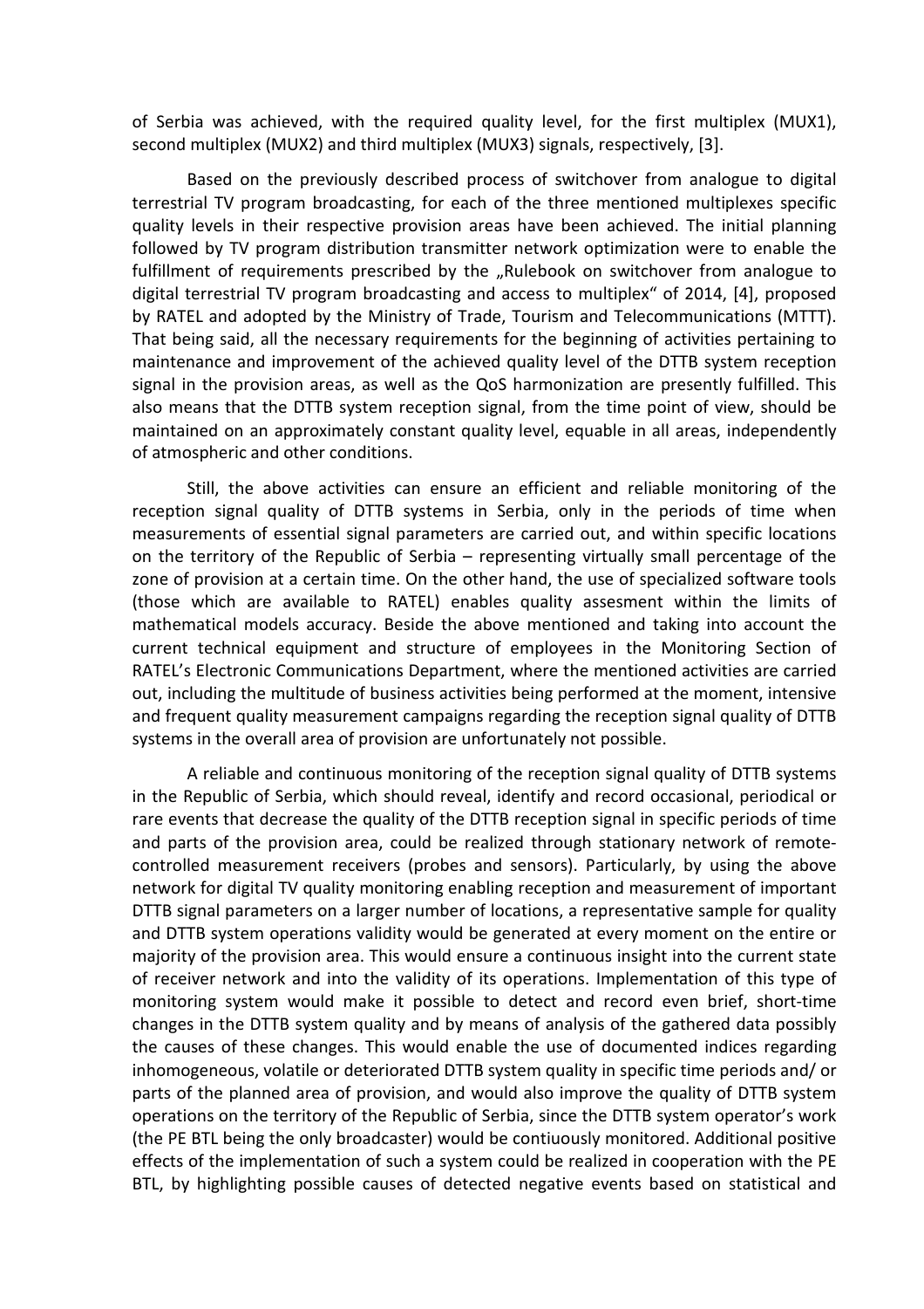of Serbia was achieved, with the required quality level, for the first multiplex (MUX1), second multiplex (MUX2) and third multiplex (MUX3) signals, respectively, [3].

Based on the previously described process of switchover from analogue to digital terrestrial TV program broadcasting, for each of the three mentioned multiplexes specific quality levels in their respective provision areas have been achieved. The initial planning followed by TV program distribution transmitter network optimization were to enable the fulfillment of requirements prescribed by the „Rulebook on switchover from analogue to digital terrestrial TV program broadcasting and access to multiplex“ of 2014, [4], proposed by RATEL and adopted by the Ministry of Trade, Tourism and Telecommunications (MTTT). That being said, all the necessary requirements for the beginning of activities pertaining to maintenance and improvement of the achieved quality level of the DTTB system reception signal in the provision areas, as well as the QoS harmonization are presently fulfilled. This also means that the DTTB system reception signal, from the time point of view, should be maintained on an approximately constant quality level, equable in all areas, independently of atmospheric and other conditions.

Still, the above activities can ensure an efficient and reliable monitoring of the reception signal quality of DTTB systems in Serbia, only in the periods of time when measurements of essential signal parameters are carried out, and within specific locations on the territory of the Republic of Serbia – representing virtually small percentage of the zone of provision at a certain time. On the other hand, the use of specialized software tools (those which are available to RATEL) enables quality assesment within the limits of mathematical models accuracy. Beside the above mentioned and taking into account the current technical equipment and structure of employees in the Monitoring Section of RATEL's Electronic Communications Department, where the mentioned activities are carried out, including the multitude of business activities being performed at the moment, intensive and frequent quality measurement campaigns regarding the reception signal quality of DTTB systems in the overall area of provision are unfortunately not possible.

A reliable and continuous monitoring of the reception signal quality of DTTB systems in the Republic of Serbia, which should reveal, identify and record occasional, periodical or rare events that decrease the quality of the DTTB reception signal in specific periods of time and parts of the provision area, could be realized through stationary network of remote-controlled measurement receivers (probes and sensors). Particularly, by using the above network for digital TV quality monitoring enabling reception and measurement of important DTTB signal parameters on a larger number of locations, a representative sample for quality and DTTB system operations validity would be generated at every moment on the entire or majority of the provision area. This would ensure a continuous insight into the current state of receiver network and into the validity of its operations. Implementation of this type of monitoring system would make it possible to detect and record even brief, short-time changes in the DTTB system quality and by means of analysis of the gathered data possibly the causes of these changes. This would enable the use of documented indices regarding inhomogeneous, volatile or deteriorated DTTB system quality in specific time periods and/ or parts of the planned area of provision, and would also improve the quality of DTTB system operations on the territory of the Republic of Serbia, since the DTTB system operator's work (the PE BTL being the only broadcaster) would be contiuously monitored. Additional positive effects of the implementation of such a system could be realized in cooperation with the PE BTL, by highlighting possible causes of detected negative events based on statistical and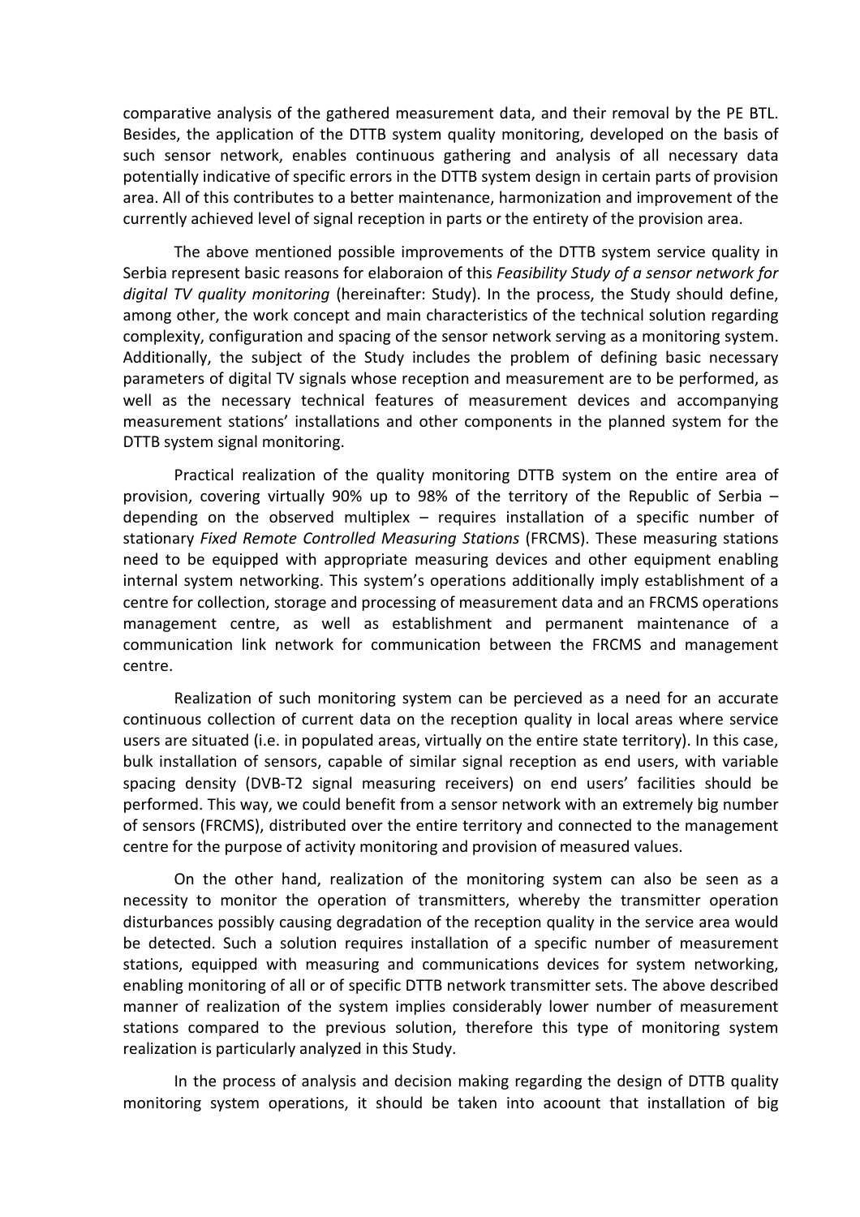comparative analysis of the gathered measurement data, and their removal by the PE BTL. Besides, the application of the DTTB system quality monitoring, developed on the basis of such sensor network, enables continuous gathering and analysis of all necessary data potentially indicative of specific errors in the DTTB system design in certain parts of provision area. All of this contributes to a better maintenance, harmonization and improvement of the currently achieved level of signal reception in parts or the entirety of the provision area.

The above mentioned possible improvements of the DTTB system service quality in Serbia represent basic reasons for elaboraion of this *Feasibility Study of a sensor network for digital TV quality monitoring* (hereinafter: Study). In the process, the Study should define, among other, the work concept and main characteristics of the technical solution regarding complexity, configuration and spacing of the sensor network serving as a monitoring system. Additionally, the subject of the Study includes the problem of defining basic necessary parameters of digital TV signals whose reception and measurement are to be performed, as well as the necessary technical features of measurement devices and accompanying measurement stations' installations and other components in the planned system for the DTTB system signal monitoring.

Practical realization of the quality monitoring DTTB system on the entire area of provision, covering virtually 90% up to 98% of the territory of the Republic of Serbia – depending on the observed multiplex – requires installation of a specific number of stationary *Fixed Remote Controlled Measuring Stations* (FRCMS). These measuring stations need to be equipped with appropriate measuring devices and other equipment enabling internal system networking. This system's operations additionally imply establishment of a centre for collection, storage and processing of measurement data and an FRCMS operations management centre, as well as establishment and permanent maintenance of a communication link network for communication between the FRCMS and management centre.

Realization of such monitoring system can be percieved as a need for an accurate continuous collection of current data on the reception quality in local areas where service users are situated (i.e. in populated areas, virtually on the entire state territory). In this case, bulk installation of sensors, capable of similar signal reception as end users, with variable spacing density (DVB-T2 signal measuring receivers) on end users' facilities should be performed. This way, we could benefit from a sensor network with an extremely big number of sensors (FRCMS), distributed over the entire territory and connected to the management centre for the purpose of activity monitoring and provision of measured values.

On the other hand, realization of the monitoring system can also be seen as a necessity to monitor the operation of transmitters, whereby the transmitter operation disturbances possibly causing degradation of the reception quality in the service area would be detected. Such a solution requires installation of a specific number of measurement stations, equipped with measuring and communications devices for system networking, enabling monitoring of all or of specific DTTB network transmitter sets. The above described manner of realization of the system implies considerably lower number of measurement stations compared to the previous solution, therefore this type of monitoring system realization is particularly analyzed in this Study.

In the process of analysis and decision making regarding the design of DTTB quality monitoring system operations, it should be taken into acoount that installation of big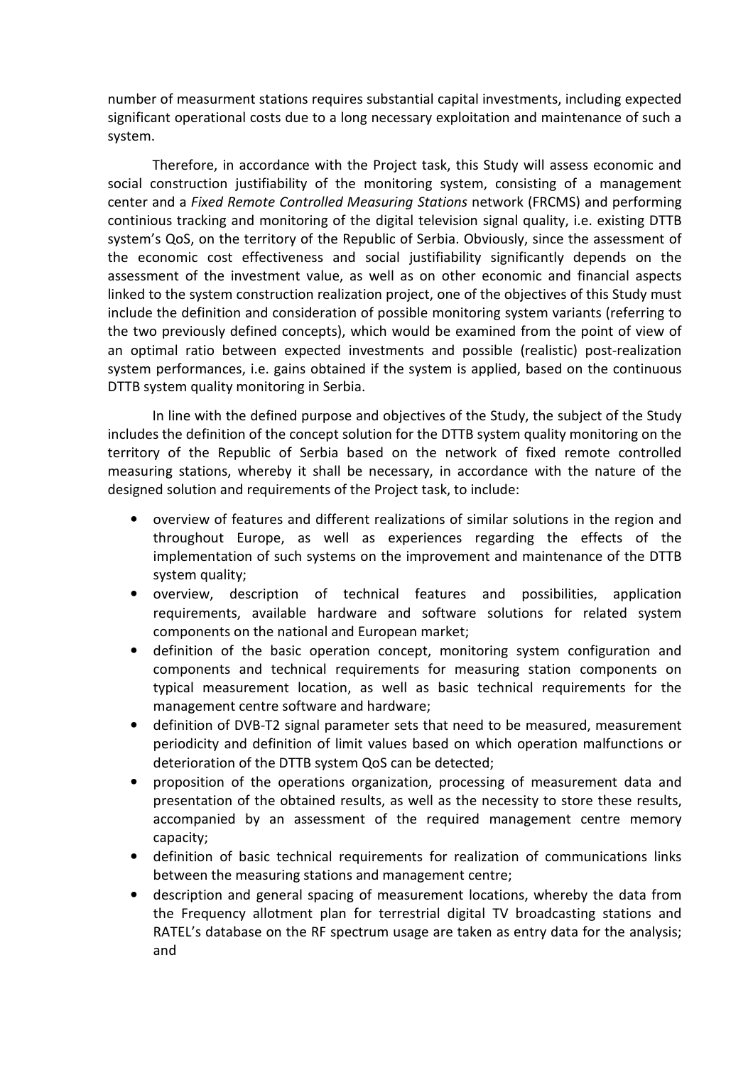number of measurment stations requires substantial capital investments, including expected significant operational costs due to a long necessary exploitation and maintenance of such a system.

Therefore, in accordance with the Project task, this Study will assess economic and social construction justifiability of the monitoring system, consisting of a management center and a *Fixed Remote Controlled Measuring Stations* network (FRCMS) and performing continious tracking and monitoring of the digital television signal quality, i.e. existing DTTB system's QoS, on the territory of the Republic of Serbia. Obviously, since the assessment of the economic cost effectiveness and social justifiability significantly depends on the assessment of the investment value, as well as on other economic and financial aspects linked to the system construction realization project, one of the objectives of this Study must include the definition and consideration of possible monitoring system variants (referring to the two previously defined concepts), which would be examined from the point of view of an optimal ratio between expected investments and possible (realistic) post-realization system performances, i.e. gains obtained if the system is applied, based on the continuous DTTB system quality monitoring in Serbia.

In line with the defined purpose and objectives of the Study, the subject of the Study includes the definition of the concept solution for the DTTB system quality monitoring on the territory of the Republic of Serbia based on the network of fixed remote controlled measuring stations, whereby it shall be necessary, in accordance with the nature of the designed solution and requirements of the Project task, to include:

- overview of features and different realizations of similar solutions in the region and throughout Europe, as well as experiences regarding the effects of the implementation of such systems on the improvement and maintenance of the DTTB system quality;
- overview, description of technical features and possibilities, application requirements, available hardware and software solutions for related system components on the national and European market;
- definition of the basic operation concept, monitoring system configuration and components and technical requirements for measuring station components on typical measurement location, as well as basic technical requirements for the management centre software and hardware;
- definition of DVB-T2 signal parameter sets that need to be measured, measurement periodicity and definition of limit values based on which operation malfunctions or deterioration of the DTTB system QoS can be detected;
- proposition of the operations organization, processing of measurement data and presentation of the obtained results, as well as the necessity to store these results, accompanied by an assessment of the required management centre memory capacity;
- definition of basic technical requirements for realization of communications links between the measuring stations and management centre;
- description and general spacing of measurement locations, whereby the data from the Frequency allotment plan for terrestrial digital TV broadcasting stations and RATEL's database on the RF spectrum usage are taken as entry data for the analysis; and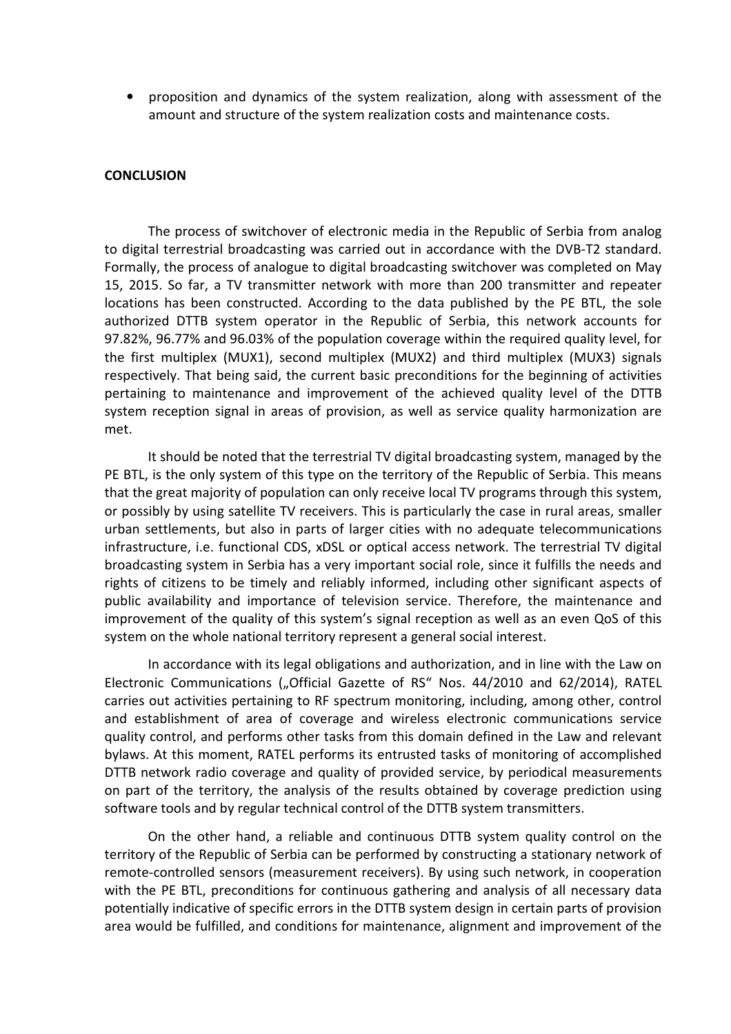- proposition and dynamics of the system realization, along with assessment of the amount and structure of the system realization costs and maintenance costs.

## CONCLUSION

The process of switchover of electronic media in the Republic of Serbia from analog to digital terrestrial broadcasting was carried out in accordance with the DVB-T2 standard. Formally, the process of analogue to digital broadcasting switchover was completed on May 15, 2015. So far, a TV transmitter network with more than 200 transmitter and repeater locations has been constructed. According to the data published by the PE BTL, the sole authorized DTTB system operator in the Republic of Serbia, this network accounts for 97.82%, 96.77% and 96.03% of the population coverage within the required quality level, for the first multiplex (MUX1), second multiplex (MUX2) and third multiplex (MUX3) signals respectively. That being said, the current basic preconditions for the beginning of activities pertaining to maintenance and improvement of the achieved quality level of the DTTB system reception signal in areas of provision, as well as service quality harmonization are met.

It should be noted that the terrestrial TV digital broadcasting system, managed by the PE BTL, is the only system of this type on the territory of the Republic of Serbia. This means that the great majority of population can only receive local TV programs through this system, or possibly by using satellite TV receivers. This is particularly the case in rural areas, smaller urban settlements, but also in parts of larger cities with no adequate telecommunications infrastructure, i.e. functional CDS, xDSL or optical access network. The terrestrial TV digital broadcasting system in Serbia has a very important social role, since it fulfills the needs and rights of citizens to be timely and reliably informed, including other significant aspects of public availability and importance of television service. Therefore, the maintenance and improvement of the quality of this system's signal reception as well as an even QoS of this system on the whole national territory represent a general social interest.

In accordance with its legal obligations and authorization, and in line with the Law on Electronic Communications („Official Gazette of RS" Nos. 44/2010 and 62/2014), RATEL carries out activities pertaining to RF spectrum monitoring, including, among other, control and establishment of area of coverage and wireless electronic communications service quality control, and performs other tasks from this domain defined in the Law and relevant bylaws. At this moment, RATEL performs its entrusted tasks of monitoring of accomplished DTTB network radio coverage and quality of provided service, by periodical measurements on part of the territory, the analysis of the results obtained by coverage prediction using software tools and by regular technical control of the DTTB system transmitters.

On the other hand, a reliable and continuous DTTB system quality control on the territory of the Republic of Serbia can be performed by constructing a stationary network of remote-controlled sensors (measurement receivers). By using such network, in cooperation with the PE BTL, preconditions for continuous gathering and analysis of all necessary data potentially indicative of specific errors in the DTTB system design in certain parts of provision area would be fulfilled, and conditions for maintenance, alignment and improvement of the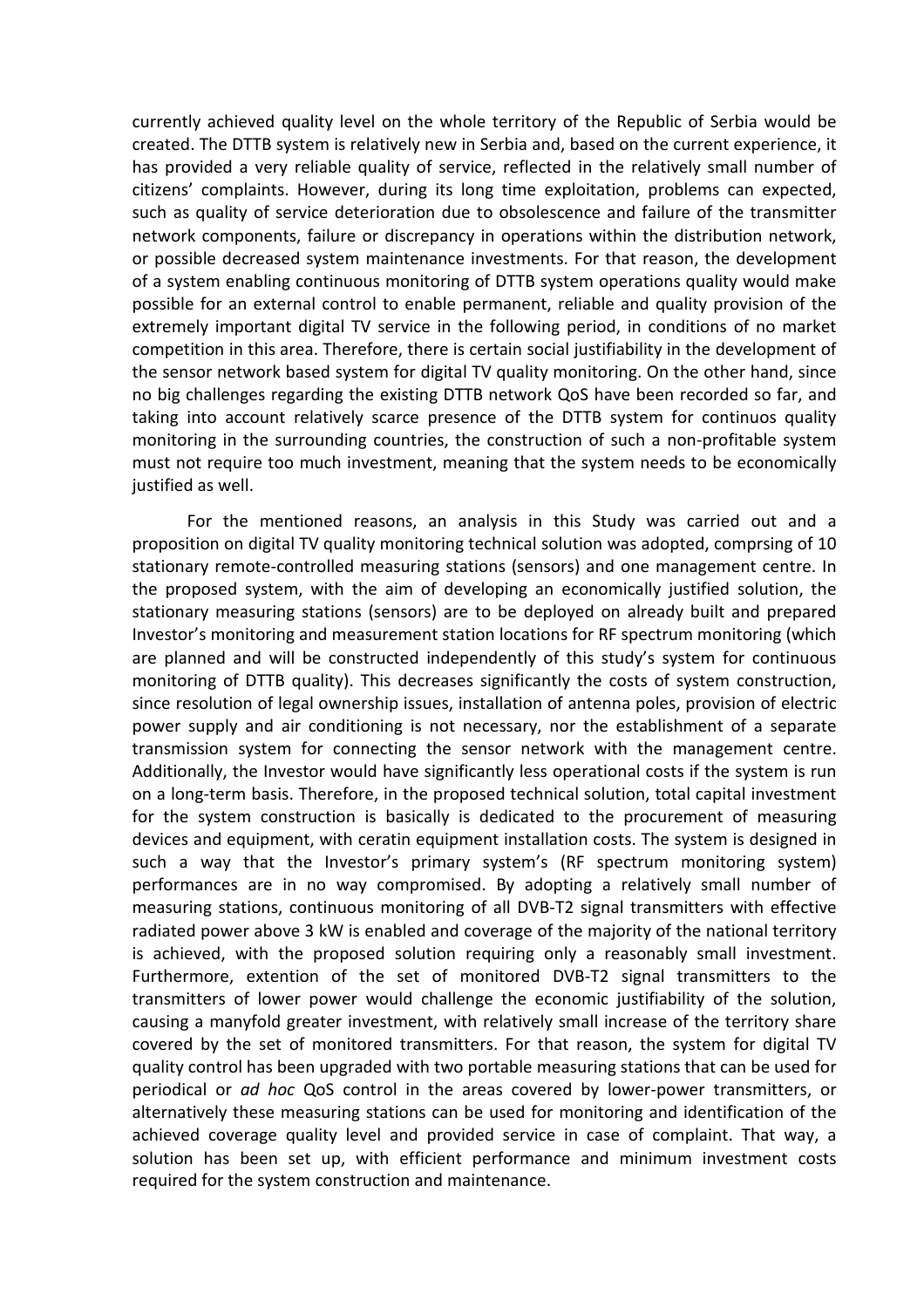currently achieved quality level on the whole territory of the Republic of Serbia would be created. The DTTB system is relatively new in Serbia and, based on the current experience, it has provided a very reliable quality of service, reflected in the relatively small number of citizens' complaints. However, during its long time exploitation, problems can expected, such as quality of service deterioration due to obsolescence and failure of the transmitter network components, failure or discrepancy in operations within the distribution network, or possible decreased system maintenance investments. For that reason, the development of a system enabling continuous monitoring of DTTB system operations quality would make possible for an external control to enable permanent, reliable and quality provision of the extremely important digital TV service in the following period, in conditions of no market competition in this area. Therefore, there is certain social justifiability in the development of the sensor network based system for digital TV quality monitoring. On the other hand, since no big challenges regarding the existing DTTB network QoS have been recorded so far, and taking into account relatively scarce presence of the DTTB system for continuos quality monitoring in the surrounding countries, the construction of such a non-profitable system must not require too much investment, meaning that the system needs to be economically justified as well.

For the mentioned reasons, an analysis in this Study was carried out and a proposition on digital TV quality monitoring technical solution was adopted, comprsing of 10 stationary remote-controlled measuring stations (sensors) and one management centre. In the proposed system, with the aim of developing an economically justified solution, the stationary measuring stations (sensors) are to be deployed on already built and prepared Investor's monitoring and measurement station locations for RF spectrum monitoring (which are planned and will be constructed independently of this study's system for continuous monitoring of DTTB quality). This decreases significantly the costs of system construction, since resolution of legal ownership issues, installation of antenna poles, provision of electric power supply and air conditioning is not necessary, nor the establishment of a separate transmission system for connecting the sensor network with the management centre. Additionally, the Investor would have significantly less operational costs if the system is run on a long-term basis. Therefore, in the proposed technical solution, total capital investment for the system construction is basically is dedicated to the procurement of measuring devices and equipment, with ceratin equipment installation costs. The system is designed in such a way that the Investor's primary system's (RF spectrum monitoring system) performances are in no way compromised. By adopting a relatively small number of measuring stations, continuous monitoring of all DVB-T2 signal transmitters with effective radiated power above 3 kW is enabled and coverage of the majority of the national territory is achieved, with the proposed solution requiring only a reasonably small investment. Furthermore, extention of the set of monitored DVB-T2 signal transmitters to the transmitters of lower power would challenge the economic justifiability of the solution, causing a manyfold greater investment, with relatively small increase of the territory share covered by the set of monitored transmitters. For that reason, the system for digital TV quality control has been upgraded with two portable measuring stations that can be used for periodical or *ad hoc* QoS control in the areas covered by lower-power transmitters, or alternatively these measuring stations can be used for monitoring and identification of the achieved coverage quality level and provided service in case of complaint. That way, a solution has been set up, with efficient performance and minimum investment costs required for the system construction and maintenance.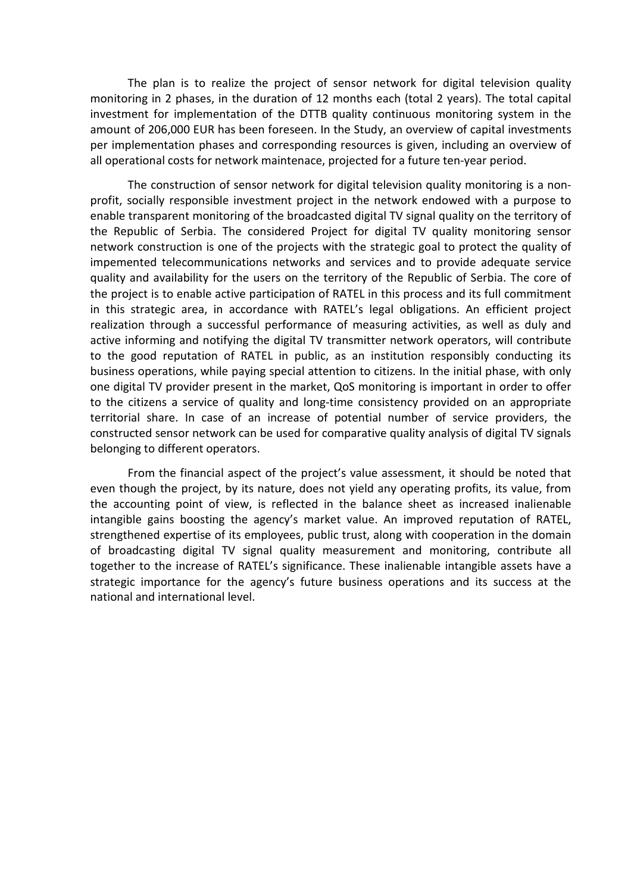The plan is to realize the project of sensor network for digital television quality monitoring in 2 phases, in the duration of 12 months each (total 2 years). The total capital investment for implementation of the DTTB quality continuous monitoring system in the amount of 206,000 EUR has been foreseen. In the Study, an overview of capital investments per implementation phases and corresponding resources is given, including an overview of all operational costs for network maintenace, projected for a future ten-year period.

The construction of sensor network for digital television quality monitoring is a non-profit, socially responsible investment project in the network endowed with a purpose to enable transparent monitoring of the broadcasted digital TV signal quality on the territory of the Republic of Serbia. The considered Project for digital TV quality monitoring sensor network construction is one of the projects with the strategic goal to protect the quality of impemented telecommunications networks and services and to provide adequate service quality and availability for the users on the territory of the Republic of Serbia. The core of the project is to enable active participation of RATEL in this process and its full commitment in this strategic area, in accordance with RATEL's legal obligations. An efficient project realization through a successful performance of measuring activities, as well as duly and active informing and notifying the digital TV transmitter network operators, will contribute to the good reputation of RATEL in public, as an institution responsibly conducting its business operations, while paying special attention to citizens. In the initial phase, with only one digital TV provider present in the market, QoS monitoring is important in order to offer to the citizens a service of quality and long-time consistency provided on an appropriate territorial share. In case of an increase of potential number of service providers, the constructed sensor network can be used for comparative quality analysis of digital TV signals belonging to different operators.

From the financial aspect of the project's value assessment, it should be noted that even though the project, by its nature, does not yield any operating profits, its value, from the accounting point of view, is reflected in the balance sheet as increased inalienable intangible gains boosting the agency's market value. An improved reputation of RATEL, strengthened expertise of its employees, public trust, along with cooperation in the domain of broadcasting digital TV signal quality measurement and monitoring, contribute all together to the increase of RATEL's significance. These inalienable intangible assets have a strategic importance for the agency's future business operations and its success at the national and international level.